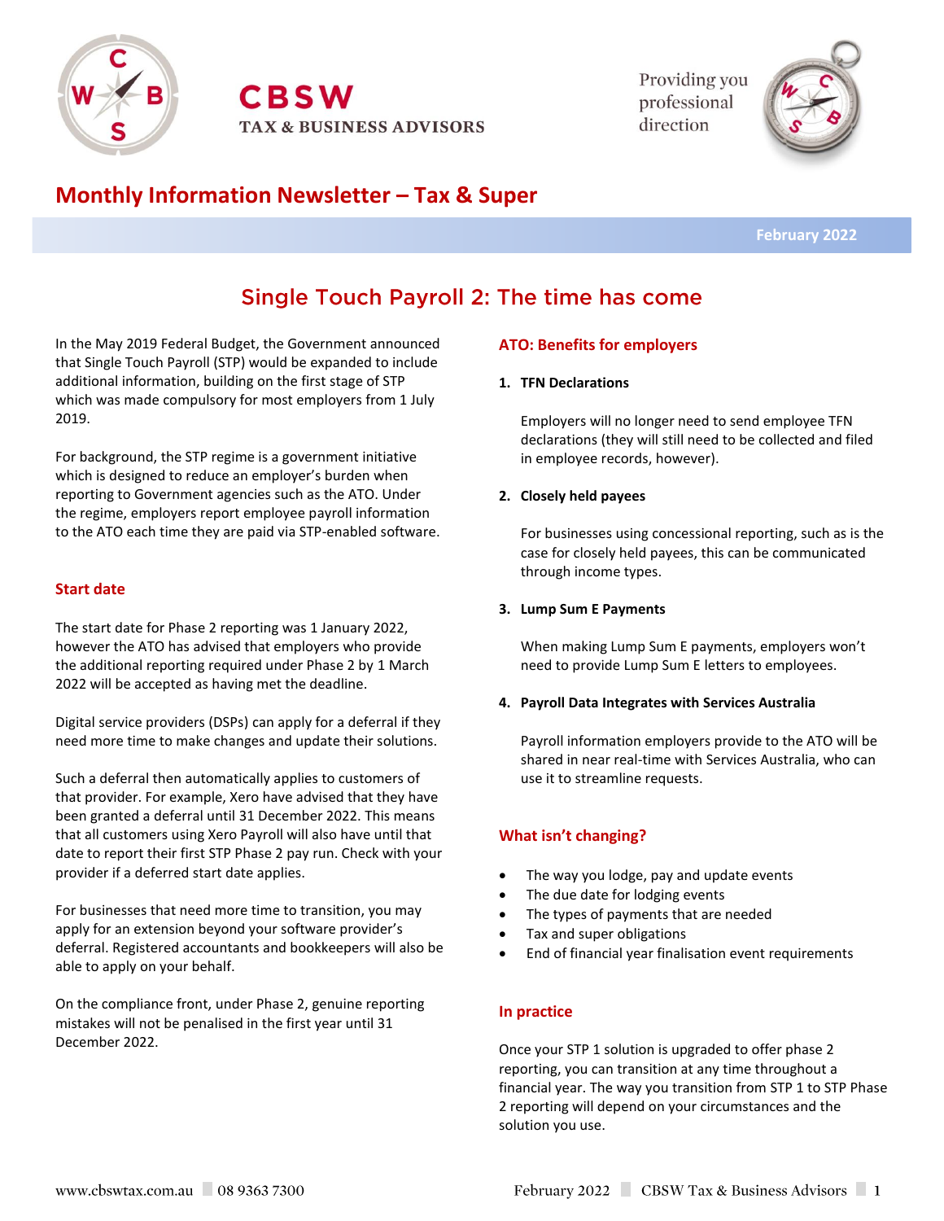CBSW

TAX & BUSINESS ADVISORS

Providing you professional direction

# Monthly Information Newsletter – Tax & Super

February 2022

## Single Touch Payroll 2: The time has come

In the May 2019 Federal Budget, the Government announced that Single Touch Payroll (STP) would be expanded to include additional information, building on the first stage of STP which was made compulsory for most employers from 1 July 2019.

For background, the STP regime is a government initiative which is designed to reduce an employer's burden when reporting to Government agencies such as the ATO. Under the regime, employers report employee payroll information to the ATO each time they are paid via STP-enabled software.

### Start date

The start date for Phase 2 reporting was 1 January 2022, however the ATO has advised that employers who provide the additional reporting required under Phase 2 by 1 March 2022 will be accepted as having met the deadline.

Digital service providers (DSPs) can apply for a deferral if they need more time to make changes and update their solutions.

Such a deferral then automatically applies to customers of that provider. For example, Xero have advised that they have been granted a deferral until 31 December 2022. This means that all customers using Xero Payroll will also have until that date to report their first STP Phase 2 pay run. Check with your provider if a deferred start date applies.

For businesses that need more time to transition, you may apply for an extension beyond your software provider's deferral. Registered accountants and bookkeepers will also be able to apply on your behalf.

On the compliance front, under Phase 2, genuine reporting mistakes will not be penalised in the first year until 31 December 2022.

### ATO: Benefits for employers

1. **TFN Declarations**

   Employers will no longer need to send employee TFN declarations (they will still need to be collected and filed in employee records, however).

2. **Closely held payees**

   For businesses using concessional reporting, such as is the case for closely held payees, this can be communicated through income types.

3. **Lump Sum E Payments**

   When making Lump Sum E payments, employers won't need to provide Lump Sum E letters to employees.

4. **Payroll Data Integrates with Services Australia**

   Payroll information employers provide to the ATO will be shared in near real-time with Services Australia, who can use it to streamline requests.

### What isn't changing?

- The way you lodge, pay and update events
- The due date for lodging events
- The types of payments that are needed
- Tax and super obligations
- End of financial year finalisation event requirements

### In practice

Once your STP 1 solution is upgraded to offer phase 2 reporting, you can transition at any time throughout a financial year. The way you transition from STP 1 to STP Phase 2 reporting will depend on your circumstances and the solution you use.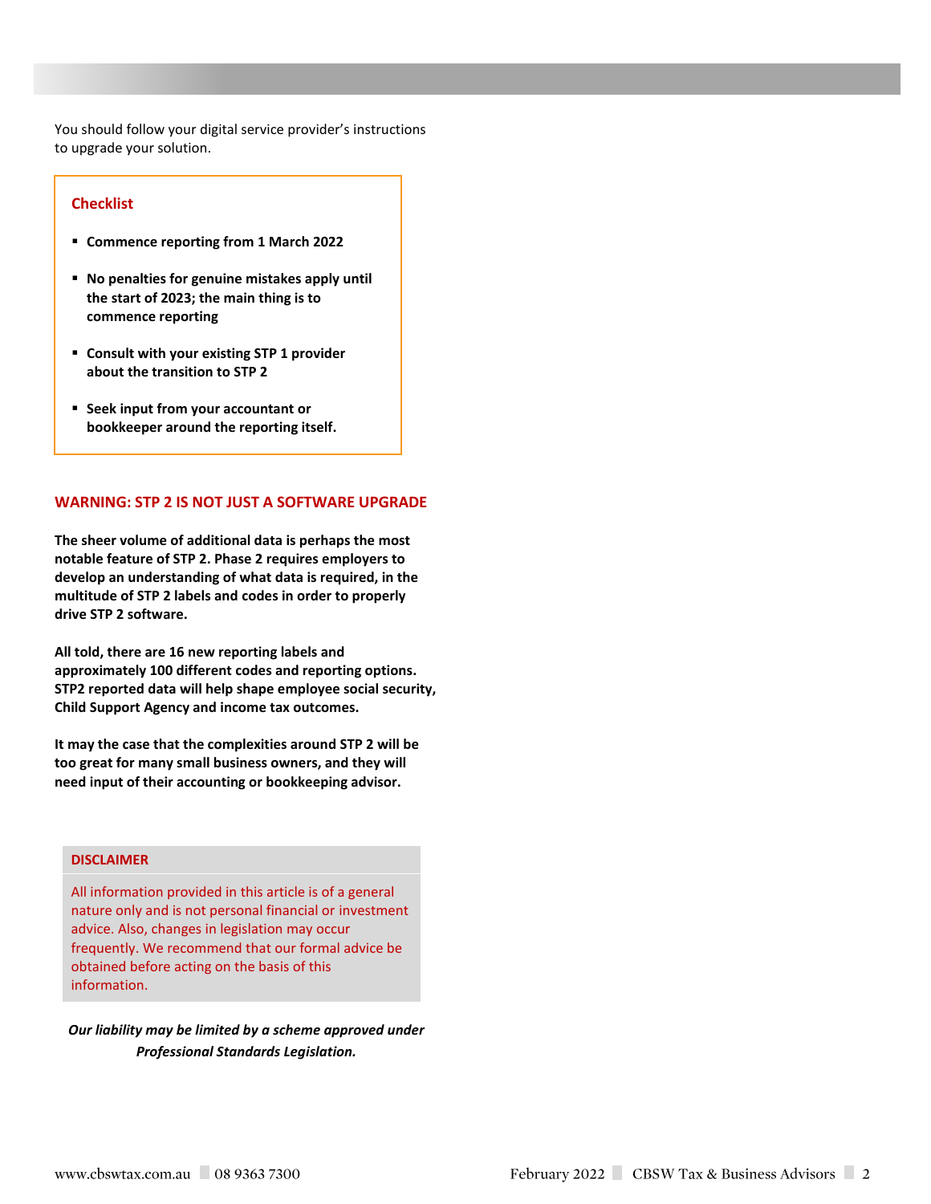You should follow your digital service provider's instructions to upgrade your solution.

### Checklist

- **Commence reporting from 1 March 2022**
- **No penalties for genuine mistakes apply until the start of 2023; the main thing is to commence reporting**
- **Consult with your existing STP 1 provider about the transition to STP 2**
- **Seek input from your accountant or bookkeeper around the reporting itself.**

## WARNING: STP 2 IS NOT JUST A SOFTWARE UPGRADE

**The sheer volume of additional data is perhaps the most notable feature of STP 2. Phase 2 requires employers to develop an understanding of what data is required, in the multitude of STP 2 labels and codes in order to properly drive STP 2 software.**

**All told, there are 16 new reporting labels and approximately 100 different codes and reporting options. STP2 reported data will help shape employee social security, Child Support Agency and income tax outcomes.**

**It may the case that the complexities around STP 2 will be too great for many small business owners, and they will need input of their accounting or bookkeeping advisor.**

### DISCLAIMER

All information provided in this article is of a general nature only and is not personal financial or investment advice. Also, changes in legislation may occur frequently. We recommend that our formal advice be obtained before acting on the basis of this information.

***Our liability may be limited by a scheme approved under Professional Standards Legislation.***